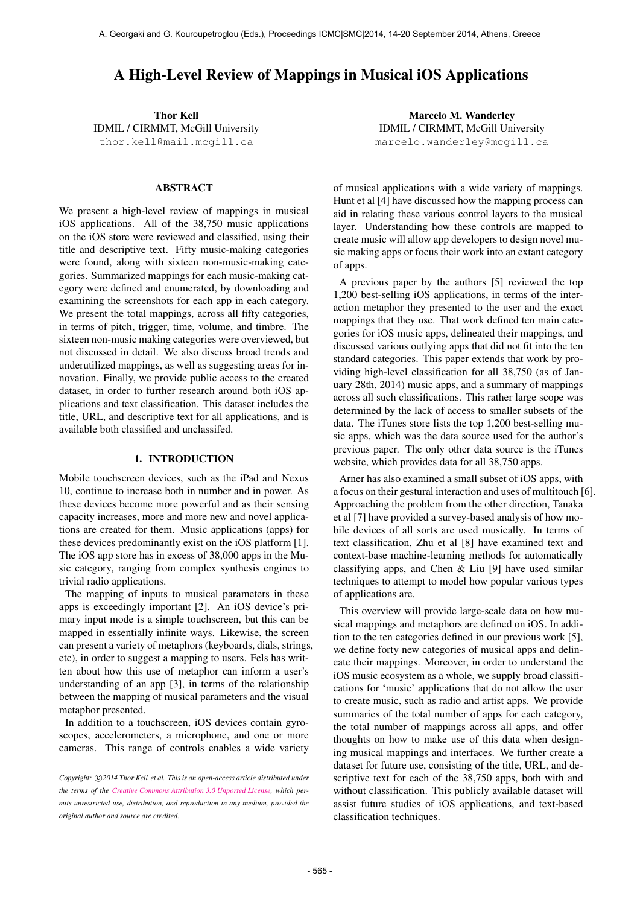# A High-Level Review of Mappings in Musical iOS Applications

**Thor Kell**
IDMIL / CIRMMT, McGill University
thor.kell@mail.mcgill.ca

**Marcelo M. Wanderley**
IDMIL / CIRMMT, McGill University
marcelo.wanderley@mcgill.ca

## ABSTRACT

We present a high-level review of mappings in musical iOS applications. All of the 38,750 music applications on the iOS store were reviewed and classified, using their title and descriptive text. Fifty music-making categories were found, along with sixteen non-music-making categories. Summarized mappings for each music-making category were defined and enumerated, by downloading and examining the screenshots for each app in each category. We present the total mappings, across all fifty categories, in terms of pitch, trigger, time, volume, and timbre. The sixteen non-music making categories were overviewed, but not discussed in detail. We also discuss broad trends and underutilized mappings, as well as suggesting areas for innovation. Finally, we provide public access to the created dataset, in order to further research around both iOS applications and text classification. This dataset includes the title, URL, and descriptive text for all applications, and is available both classified and unclassifed.

## 1. INTRODUCTION

Mobile touchscreen devices, such as the iPad and Nexus 10, continue to increase both in number and in power. As these devices become more powerful and as their sensing capacity increases, more and more new and novel applications are created for them. Music applications (apps) for these devices predominantly exist on the iOS platform [1]. The iOS app store has in excess of 38,000 apps in the Music category, ranging from complex synthesis engines to trivial radio applications.

The mapping of inputs to musical parameters in these apps is exceedingly important [2]. An iOS device's primary input mode is a simple touchscreen, but this can be mapped in essentially infinite ways. Likewise, the screen can present a variety of metaphors (keyboards, dials, strings, etc), in order to suggest a mapping to users. Fels has written about how this use of metaphor can inform a user's understanding of an app [3], in terms of the relationship between the mapping of musical parameters and the visual metaphor presented.

In addition to a touchscreen, iOS devices contain gyroscopes, accelerometers, a microphone, and one or more cameras. This range of controls enables a wide variety of musical applications with a wide variety of mappings. Hunt et al [4] have discussed how the mapping process can aid in relating these various control layers to the musical layer. Understanding how these controls are mapped to create music will allow app developers to design novel music making apps or focus their work into an extant category of apps.

A previous paper by the authors [5] reviewed the top 1,200 best-selling iOS applications, in terms of the interaction metaphor they presented to the user and the exact mappings that they use. That work defined ten main categories for iOS music apps, delineated their mappings, and discussed various outlying apps that did not fit into the ten standard categories. This paper extends that work by providing high-level classification for all 38,750 (as of January 28th, 2014) music apps, and a summary of mappings across all such classifications. This rather large scope was determined by the lack of access to smaller subsets of the data. The iTunes store lists the top 1,200 best-selling music apps, which was the data source used for the author's previous paper. The only other data source is the iTunes website, which provides data for all 38,750 apps.

Arner has also examined a small subset of iOS apps, with a focus on their gestural interaction and uses of multitouch [6]. Approaching the problem from the other direction, Tanaka et al [7] have provided a survey-based analysis of how mobile devices of all sorts are used musically. In terms of text classification, Zhu et al [8] have examined text and context-base machine-learning methods for automatically classifying apps, and Chen & Liu [9] have used similar techniques to attempt to model how popular various types of applications are.

This overview will provide large-scale data on how musical mappings and metaphors are defined on iOS. In addition to the ten categories defined in our previous work [5], we define forty new categories of musical apps and delineate their mappings. Moreover, in order to understand the iOS music ecosystem as a whole, we supply broad classifications for 'music' applications that do not allow the user to create music, such as radio and artist apps. We provide summaries of the total number of apps for each category, the total number of mappings across all apps, and offer thoughts on how to make use of this data when designing musical mappings and interfaces. We further create a dataset for future use, consisting of the title, URL, and descriptive text for each of the 38,750 apps, both with and without classification. This publicly available dataset will assist future studies of iOS applications, and text-based classification techniques.

*Copyright: ©2014 Thor Kell et al. This is an open-access article distributed under the terms of the Creative Commons Attribution 3.0 Unported License, which permits unrestricted use, distribution, and reproduction in any medium, provided the original author and source are credited.*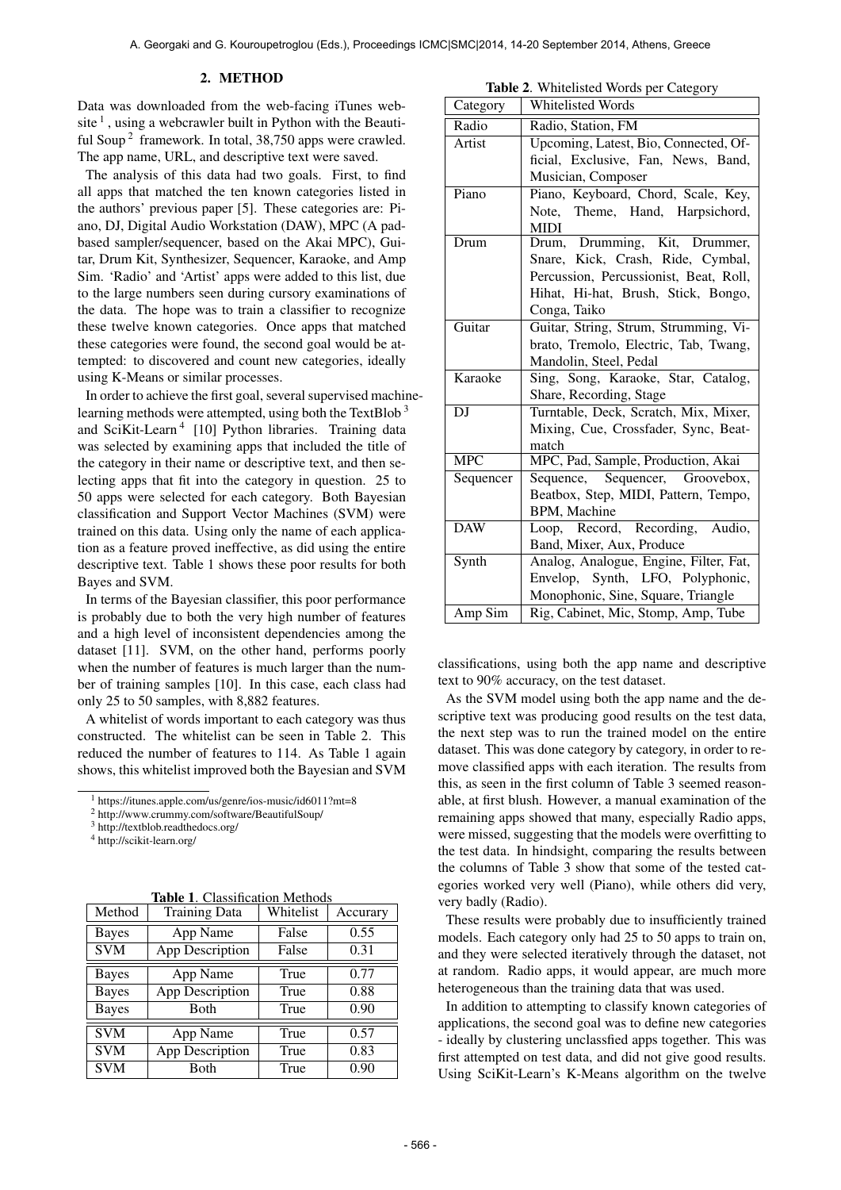## 2. METHOD

Data was downloaded from the web-facing iTunes website [1], using a webcrawler built in Python with the Beautiful Soup [2] framework. In total, 38,750 apps were crawled. The app name, URL, and descriptive text were saved.

The analysis of this data had two goals. First, to find all apps that matched the ten known categories listed in the authors' previous paper [5]. These categories are: Piano, DJ, Digital Audio Workstation (DAW), MPC (A pad-based sampler/sequencer, based on the Akai MPC), Guitar, Drum Kit, Synthesizer, Sequencer, Karaoke, and Amp Sim. 'Radio' and 'Artist' apps were added to this list, due to the large numbers seen during cursory examinations of the data. The hope was to train a classifier to recognize these twelve known categories. Once apps that matched these categories were found, the second goal would be attempted: to discovered and count new categories, ideally using K-Means or similar processes.

In order to achieve the first goal, several supervised machine-learning methods were attempted, using both the TextBlob [3] and SciKit-Learn [4] [10] Python libraries. Training data was selected by examining apps that included the title of the category in their name or descriptive text, and then selecting apps that fit into the category in question. 25 to 50 apps were selected for each category. Both Bayesian classification and Support Vector Machines (SVM) were trained on this data. Using only the name of each application as a feature proved ineffective, as did using the entire descriptive text. Table 1 shows these poor results for both Bayes and SVM.

In terms of the Bayesian classifier, this poor performance is probably due to both the very high number of features and a high level of inconsistent dependencies among the dataset [11]. SVM, on the other hand, performs poorly when the number of features is much larger than the number of training samples [10]. In this case, each class had only 25 to 50 samples, with 8,882 features.

A whitelist of words important to each category was thus constructed. The whitelist can be seen in Table 2. This reduced the number of features to 114. As Table 1 again shows, this whitelist improved both the Bayesian and SVM classifications, using both the app name and descriptive text to 90% accuracy, on the test dataset.

As the SVM model using both the app name and the descriptive text was producing good results on the test data, the next step was to run the trained model on the entire dataset. This was done category by category, in order to remove classified apps with each iteration. The results from this, as seen in the first column of Table 3 seemed reasonable, at first blush. However, a manual examination of the remaining apps showed that many, especially Radio apps, were missed, suggesting that the models were overfitting to the test data. In hindsight, comparing the results between the columns of Table 3 show that some of the tested categories worked very well (Piano), while others did very, very badly (Radio).

These results were probably due to insufficiently trained models. Each category only had 25 to 50 apps to train on, and they were selected iteratively through the dataset, not at random. Radio apps, it would appear, are much more heterogeneous than the training data that was used.

In addition to attempting to classify known categories of applications, the second goal was to define new categories - ideally by clustering unclassfied apps together. This was first attempted on test data, and did not give good results. Using SciKit-Learn's K-Means algorithm on the twelve

**Table 1**. Classification Methods

| Method | Training Data | Whitelist | Accurary |
|---|---|---|---|
| Bayes | App Name | False | 0.55 |
| SVM | App Description | False | 0.31 |
| Bayes | App Name | True | 0.77 |
| Bayes | App Description | True | 0.88 |
| Bayes | Both | True | 0.90 |
| SVM | App Name | True | 0.57 |
| SVM | App Description | True | 0.83 |
| SVM | Both | True | 0.90 |

**Table 2**. Whitelisted Words per Category

| Category | Whitelisted Words |
|---|---|
| Radio | Radio, Station, FM |
| Artist | Upcoming, Latest, Bio, Connected, Official, Exclusive, Fan, News, Band, Musician, Composer |
| Piano | Piano, Keyboard, Chord, Scale, Key, Note, Theme, Hand, Harpsichord, MIDI |
| Drum | Drum, Drumming, Kit, Drummer, Snare, Kick, Crash, Ride, Cymbal, Percussion, Percussionist, Beat, Roll, Hihat, Hi-hat, Brush, Stick, Bongo, Conga, Taiko |
| Guitar | Guitar, String, Strum, Strumming, Vibrato, Tremolo, Electric, Tab, Twang, Mandolin, Steel, Pedal |
| Karaoke | Sing, Song, Karaoke, Star, Catalog, Share, Recording, Stage |
| DJ | Turntable, Deck, Scratch, Mix, Mixer, Mixing, Cue, Crossfader, Sync, Beatmatch |
| MPC | MPC, Pad, Sample, Production, Akai |
| Sequencer | Sequence, Sequencer, Groovebox, Beatbox, Step, MIDI, Pattern, Tempo, BPM, Machine |
| DAW | Loop, Record, Recording, Audio, Band, Mixer, Aux, Produce |
| Synth | Analog, Analogue, Engine, Filter, Fat, Envelop, Synth, LFO, Polyphonic, Monophonic, Sine, Square, Triangle |
| Amp Sim | Rig, Cabinet, Mic, Stomp, Amp, Tube |

[1] https://itunes.apple.com/us/genre/ios-music/id6011?mt=8

[2] http://www.crummy.com/software/BeautifulSoup/

[3] http://textblob.readthedocs.org/

[4] http://scikit-learn.org/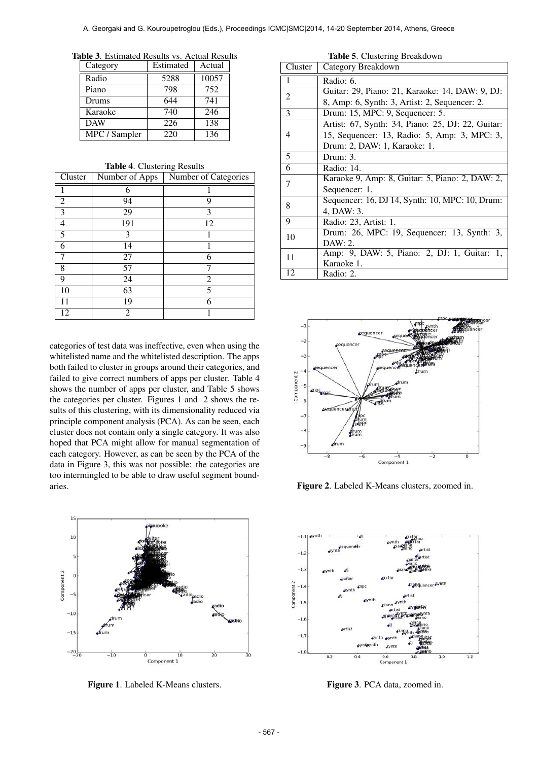**Table 3**. Estimated Results vs. Actual Results

| Category | Estimated | Actual |
|---|---|---|
| Radio | 5288 | 10057 |
| Piano | 798 | 752 |
| Drums | 644 | 741 |
| Karaoke | 740 | 246 |
| DAW | 226 | 138 |
| MPC / Sampler | 220 | 136 |

**Table 4**. Clustering Results

| Cluster | Number of Apps | Number of Categories |
|---|---|---|
| 1 | 6 | 1 |
| 2 | 94 | 9 |
| 3 | 29 | 3 |
| 4 | 191 | 12 |
| 5 | 3 | 1 |
| 6 | 14 | 1 |
| 7 | 27 | 6 |
| 8 | 57 | 7 |
| 9 | 24 | 2 |
| 10 | 63 | 5 |
| 11 | 19 | 6 |
| 12 | 2 | 1 |

categories of test data was ineffective, even when using the whitelisted name and the whitelisted description. The apps both failed to cluster in groups around their categories, and failed to give correct numbers of apps per cluster. Table 4 shows the number of apps per cluster, and Table 5 shows the categories per cluster. Figures 1 and 2 shows the results of this clustering, with its dimensionality reduced via principle component analysis (PCA). As can be seen, each cluster does not contain only a single category. It was also hoped that PCA might allow for manual segmentation of each category. However, as can be seen by the PCA of the data in Figure 3, this was not possible: the categories are too intermingled to be able to draw useful segment boundaries.

Figure 1. Labeled K-Means clusters.

**Table 5**. Clustering Breakdown

| Cluster | Category Breakdown |
|---|---|
| 1 | Radio: 6. |
| 2 | Guitar: 29, Piano: 21, Karaoke: 14, DAW: 9, DJ: 8, Amp: 6, Synth: 3, Artist: 2, Sequencer: 2. |
| 3 | Drum: 15, MPC: 9, Sequencer: 5. |
| 4 | Artist: 67, Synth: 34, Piano: 25, DJ: 22, Guitar: 15, Sequencer: 13, Radio: 5, Amp: 3, MPC: 3, Drum: 2, DAW: 1, Karaoke: 1. |
| 5 | Drum: 3. |
| 6 | Radio: 14. |
| 7 | Karaoke 9, Amp: 8, Guitar: 5, Piano: 2, DAW: 2, Sequencer: 1. |
| 8 | Sequencer: 16, DJ 14, Synth: 10, MPC: 10, Drum: 4, DAW: 3. |
| 9 | Radio: 23, Artist: 1. |
| 10 | Drum: 26, MPC: 19, Sequencer: 13, Synth: 3, DAW: 2. |
| 11 | Amp: 9, DAW: 5, Piano: 2, DJ: 1, Guitar: 1, Karaoke 1. |
| 12 | Radio: 2. |

Figure 2. Labeled K-Means clusters, zoomed in.

Figure 3. PCA data, zoomed in.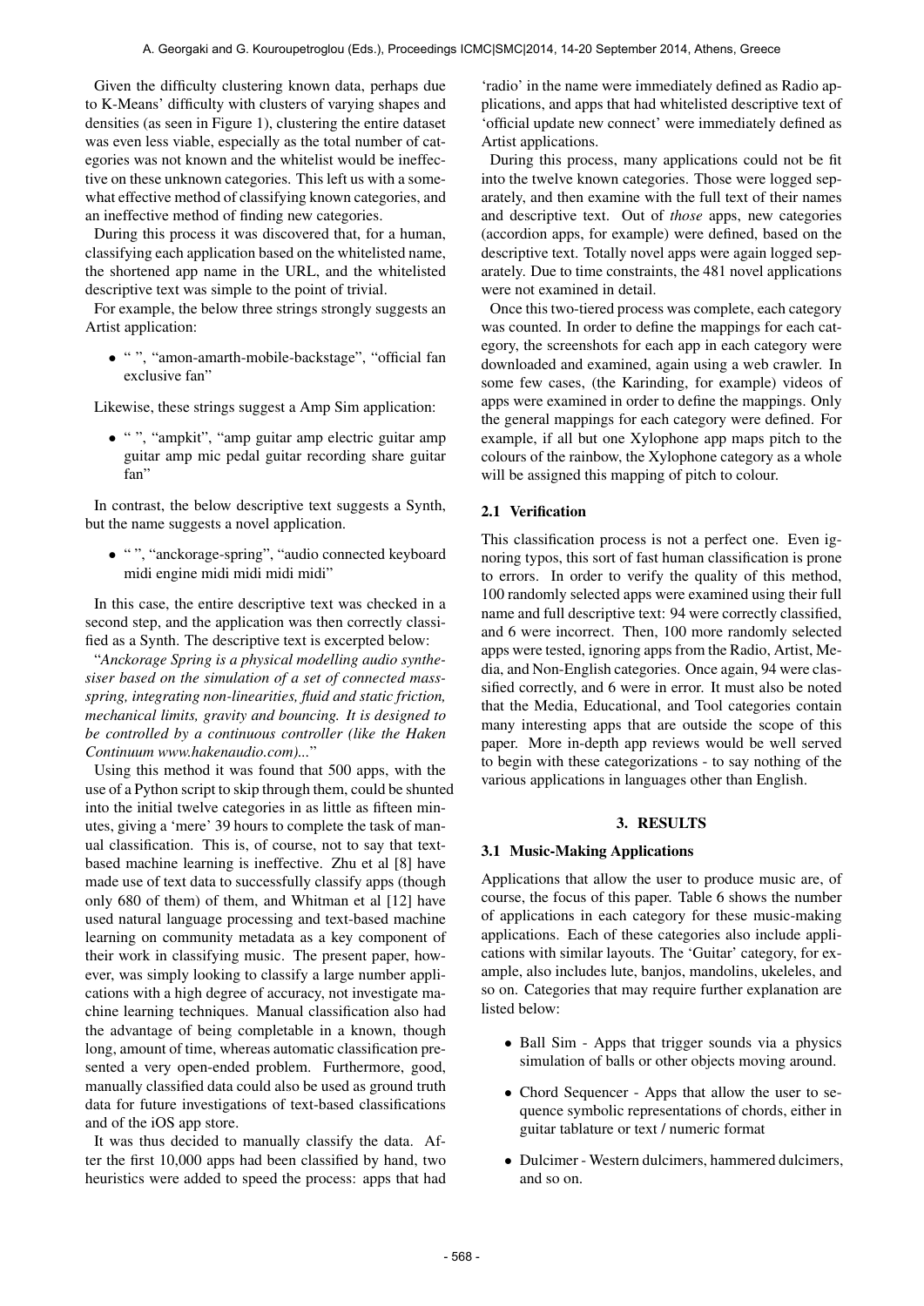Given the difficulty clustering known data, perhaps due to K-Means' difficulty with clusters of varying shapes and densities (as seen in Figure 1), clustering the entire dataset was even less viable, especially as the total number of categories was not known and the whitelist would be ineffective on these unknown categories. This left us with a somewhat effective method of classifying known categories, and an ineffective method of finding new categories.

During this process it was discovered that, for a human, classifying each application based on the whitelisted name, the shortened app name in the URL, and the whitelisted descriptive text was simple to the point of trivial.

For example, the below three strings strongly suggests an Artist application:

- " ", "amon-amarth-mobile-backstage", "official fan exclusive fan"

Likewise, these strings suggest a Amp Sim application:

- " ", "ampkit", "amp guitar amp electric guitar amp guitar amp mic pedal guitar recording share guitar fan"

In contrast, the below descriptive text suggests a Synth, but the name suggests a novel application.

- " ", "anckorage-spring", "audio connected keyboard midi engine midi midi midi midi"

In this case, the entire descriptive text was checked in a second step, and the application was then correctly classified as a Synth. The descriptive text is excerpted below:

"*Anckorage Spring is a physical modelling audio synthesiser based on the simulation of a set of connected mass-spring, integrating non-linearities, fluid and static friction, mechanical limits, gravity and bouncing. It is designed to be controlled by a continuous controller (like the Haken Continuum www.hakenaudio.com)...*"

Using this method it was found that 500 apps, with the use of a Python script to skip through them, could be shunted into the initial twelve categories in as little as fifteen minutes, giving a 'mere' 39 hours to complete the task of manual classification. This is, of course, not to say that text-based machine learning is ineffective. Zhu et al [8] have made use of text data to successfully classify apps (though only 680 of them) of them, and Whitman et al [12] have used natural language processing and text-based machine learning on community metadata as a key component of their work in classifying music. The present paper, however, was simply looking to classify a large number applications with a high degree of accuracy, not investigate machine learning techniques. Manual classification also had the advantage of being completable in a known, though long, amount of time, whereas automatic classification presented a very open-ended problem. Furthermore, good, manually classified data could also be used as ground truth data for future investigations of text-based classifications and of the iOS app store.

It was thus decided to manually classify the data. After the first 10,000 apps had been classified by hand, two heuristics were added to speed the process: apps that had 'radio' in the name were immediately defined as Radio applications, and apps that had whitelisted descriptive text of 'official update new connect' were immediately defined as Artist applications.

During this process, many applications could not be fit into the twelve known categories. Those were logged separately, and then examine with the full text of their names and descriptive text. Out of *those* apps, new categories (accordion apps, for example) were defined, based on the descriptive text. Totally novel apps were again logged separately. Due to time constraints, the 481 novel applications were not examined in detail.

Once this two-tiered process was complete, each category was counted. In order to define the mappings for each category, the screenshots for each app in each category were downloaded and examined, again using a web crawler. In some few cases, (the Karinding, for example) videos of apps were examined in order to define the mappings. Only the general mappings for each category were defined. For example, if all but one Xylophone app maps pitch to the colours of the rainbow, the Xylophone category as a whole will be assigned this mapping of pitch to colour.

### 2.1 Verification

This classification process is not a perfect one. Even ignoring typos, this sort of fast human classification is prone to errors. In order to verify the quality of this method, 100 randomly selected apps were examined using their full name and full descriptive text: 94 were correctly classified, and 6 were incorrect. Then, 100 more randomly selected apps were tested, ignoring apps from the Radio, Artist, Media, and Non-English categories. Once again, 94 were classified correctly, and 6 were in error. It must also be noted that the Media, Educational, and Tool categories contain many interesting apps that are outside the scope of this paper. More in-depth app reviews would be well served to begin with these categorizations - to say nothing of the various applications in languages other than English.

## 3. RESULTS

### 3.1 Music-Making Applications

Applications that allow the user to produce music are, of course, the focus of this paper. Table 6 shows the number of applications in each category for these music-making applications. Each of these categories also include applications with similar layouts. The 'Guitar' category, for example, also includes lute, banjos, mandolins, ukeleles, and so on. Categories that may require further explanation are listed below:

- Ball Sim - Apps that trigger sounds via a physics simulation of balls or other objects moving around.
- Chord Sequencer - Apps that allow the user to sequence symbolic representations of chords, either in guitar tablature or text / numeric format
- Dulcimer - Western dulcimers, hammered dulcimers, and so on.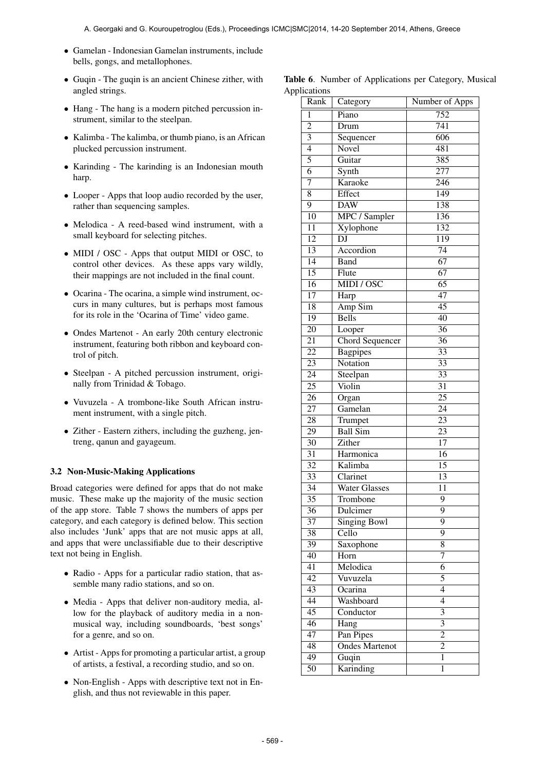- Gamelan - Indonesian Gamelan instruments, include bells, gongs, and metallophones.
- Guqin - The guqin is an ancient Chinese zither, with angled strings.
- Hang - The hang is a modern pitched percussion instrument, similar to the steelpan.
- Kalimba - The kalimba, or thumb piano, is an African plucked percussion instrument.
- Karinding - The karinding is an Indonesian mouth harp.
- Looper - Apps that loop audio recorded by the user, rather than sequencing samples.
- Melodica - A reed-based wind instrument, with a small keyboard for selecting pitches.
- MIDI / OSC - Apps that output MIDI or OSC, to control other devices. As these apps vary wildly, their mappings are not included in the final count.
- Ocarina - The ocarina, a simple wind instrument, occurs in many cultures, but is perhaps most famous for its role in the 'Ocarina of Time' video game.
- Ondes Martenot - An early 20th century electronic instrument, featuring both ribbon and keyboard control of pitch.
- Steelpan - A pitched percussion instrument, originally from Trinidad & Tobago.
- Vuvuzela - A trombone-like South African instrument instrument, with a single pitch.
- Zither - Eastern zithers, including the guzheng, jentreng, qanun and gayageum.

### 3.2 Non-Music-Making Applications

Broad categories were defined for apps that do not make music. These make up the majority of the music section of the app store. Table 7 shows the numbers of apps per category, and each category is defined below. This section also includes 'Junk' apps that are not music apps at all, and apps that were unclassifiable due to their descriptive text not being in English.

- Radio - Apps for a particular radio station, that assemble many radio stations, and so on.
- Media - Apps that deliver non-auditory media, allow for the playback of auditory media in a non-musical way, including soundboards, 'best songs' for a genre, and so on.
- Artist - Apps for promoting a particular artist, a group of artists, a festival, a recording studio, and so on.
- Non-English - Apps with descriptive text not in English, and thus not reviewable in this paper.

**Table 6**. Number of Applications per Category, Musical Applications

| Rank | Category | Number of Apps |
|---|---|---|
| 1 | Piano | 752 |
| 2 | Drum | 741 |
| 3 | Sequencer | 606 |
| 4 | Novel | 481 |
| 5 | Guitar | 385 |
| 6 | Synth | 277 |
| 7 | Karaoke | 246 |
| 8 | Effect | 149 |
| 9 | DAW | 138 |
| 10 | MPC / Sampler | 136 |
| 11 | Xylophone | 132 |
| 12 | DJ | 119 |
| 13 | Accordion | 74 |
| 14 | Band | 67 |
| 15 | Flute | 67 |
| 16 | MIDI / OSC | 65 |
| 17 | Harp | 47 |
| 18 | Amp Sim | 45 |
| 19 | Bells | 40 |
| 20 | Looper | 36 |
| 21 | Chord Sequencer | 36 |
| 22 | Bagpipes | 33 |
| 23 | Notation | 33 |
| 24 | Steelpan | 33 |
| 25 | Violin | 31 |
| 26 | Organ | 25 |
| 27 | Gamelan | 24 |
| 28 | Trumpet | 23 |
| 29 | Ball Sim | 23 |
| 30 | Zither | 17 |
| 31 | Harmonica | 16 |
| 32 | Kalimba | 15 |
| 33 | Clarinet | 13 |
| 34 | Water Glasses | 11 |
| 35 | Trombone | 9 |
| 36 | Dulcimer | 9 |
| 37 | Singing Bowl | 9 |
| 38 | Cello | 9 |
| 39 | Saxophone | 8 |
| 40 | Horn | 7 |
| 41 | Melodica | 6 |
| 42 | Vuvuzela | 5 |
| 43 | Ocarina | 4 |
| 44 | Washboard | 4 |
| 45 | Conductor | 3 |
| 46 | Hang | 3 |
| 47 | Pan Pipes | 2 |
| 48 | Ondes Martenot | 2 |
| 49 | Guqin | 1 |
| 50 | Karinding | 1 |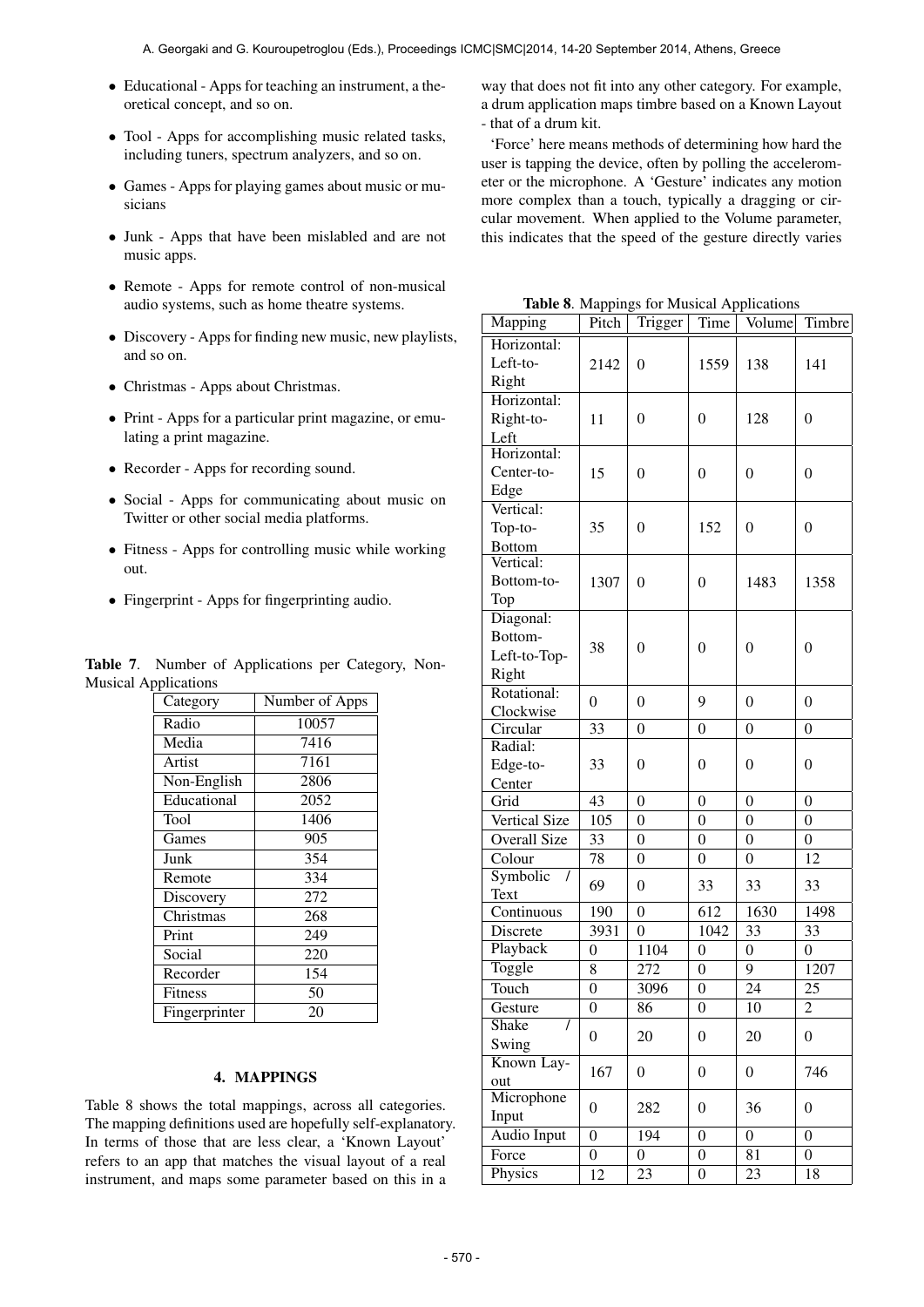- Educational - Apps for teaching an instrument, a theoretical concept, and so on.
- Tool - Apps for accomplishing music related tasks, including tuners, spectrum analyzers, and so on.
- Games - Apps for playing games about music or musicians
- Junk - Apps that have been mislabled and are not music apps.
- Remote - Apps for remote control of non-musical audio systems, such as home theatre systems.
- Discovery - Apps for finding new music, new playlists, and so on.
- Christmas - Apps about Christmas.
- Print - Apps for a particular print magazine, or emulating a print magazine.
- Recorder - Apps for recording sound.
- Social - Apps for communicating about music on Twitter or other social media platforms.
- Fitness - Apps for controlling music while working out.
- Fingerprint - Apps for fingerprinting audio.

**Table 7**. Number of Applications per Category, Non-Musical Applications

| Category | Number of Apps |
|---|---|
| Radio | 10057 |
| Media | 7416 |
| Artist | 7161 |
| Non-English | 2806 |
| Educational | 2052 |
| Tool | 1406 |
| Games | 905 |
| Junk | 354 |
| Remote | 334 |
| Discovery | 272 |
| Christmas | 268 |
| Print | 249 |
| Social | 220 |
| Recorder | 154 |
| Fitness | 50 |
| Fingerprinter | 20 |

## 4. MAPPINGS

Table 8 shows the total mappings, across all categories. The mapping definitions used are hopefully self-explanatory. In terms of those that are less clear, a 'Known Layout' refers to an app that matches the visual layout of a real instrument, and maps some parameter based on this in a way that does not fit into any other category. For example, a drum application maps timbre based on a Known Layout - that of a drum kit.

'Force' here means methods of determining how hard the user is tapping the device, often by polling the accelerometer or the microphone. A 'Gesture' indicates any motion more complex than a touch, typically a dragging or circular movement. When applied to the Volume parameter, this indicates that the speed of the gesture directly varies

**Table 8**. Mappings for Musical Applications

| Mapping | Pitch | Trigger | Time | Volume | Timbre |
|---|---|---|---|---|---|
| Horizontal: Left-to-Right | 2142 | 0 | 1559 | 138 | 141 |
| Horizontal: Right-to-Left | 11 | 0 | 0 | 128 | 0 |
| Horizontal: Center-to-Edge | 15 | 0 | 0 | 0 | 0 |
| Vertical: Top-to-Bottom | 35 | 0 | 152 | 0 | 0 |
| Vertical: Bottom-to-Top | 1307 | 0 | 0 | 1483 | 1358 |
| Diagonal: Bottom-Left-to-Top-Right | 38 | 0 | 0 | 0 | 0 |
| Rotational: Clockwise | 0 | 0 | 9 | 0 | 0 |
| Circular | 33 | 0 | 0 | 0 | 0 |
| Radial: Edge-to-Center | 33 | 0 | 0 | 0 | 0 |
| Grid | 43 | 0 | 0 | 0 | 0 |
| Vertical Size | 105 | 0 | 0 | 0 | 0 |
| Overall Size | 33 | 0 | 0 | 0 | 0 |
| Colour | 78 | 0 | 0 | 0 | 12 |
| Symbolic / Text | 69 | 0 | 33 | 33 | 33 |
| Continuous | 190 | 0 | 612 | 1630 | 1498 |
| Discrete | 3931 | 0 | 1042 | 33 | 33 |
| Playback | 0 | 1104 | 0 | 0 | 0 |
| Toggle | 8 | 272 | 0 | 9 | 1207 |
| Touch | 0 | 3096 | 0 | 24 | 25 |
| Gesture | 0 | 86 | 0 | 10 | 2 |
| Shake / Swing | 0 | 20 | 0 | 20 | 0 |
| Known Layout | 167 | 0 | 0 | 0 | 746 |
| Microphone Input | 0 | 282 | 0 | 36 | 0 |
| Audio Input | 0 | 194 | 0 | 0 | 0 |
| Force | 0 | 0 | 0 | 81 | 0 |
| Physics | 12 | 23 | 0 | 23 | 18 |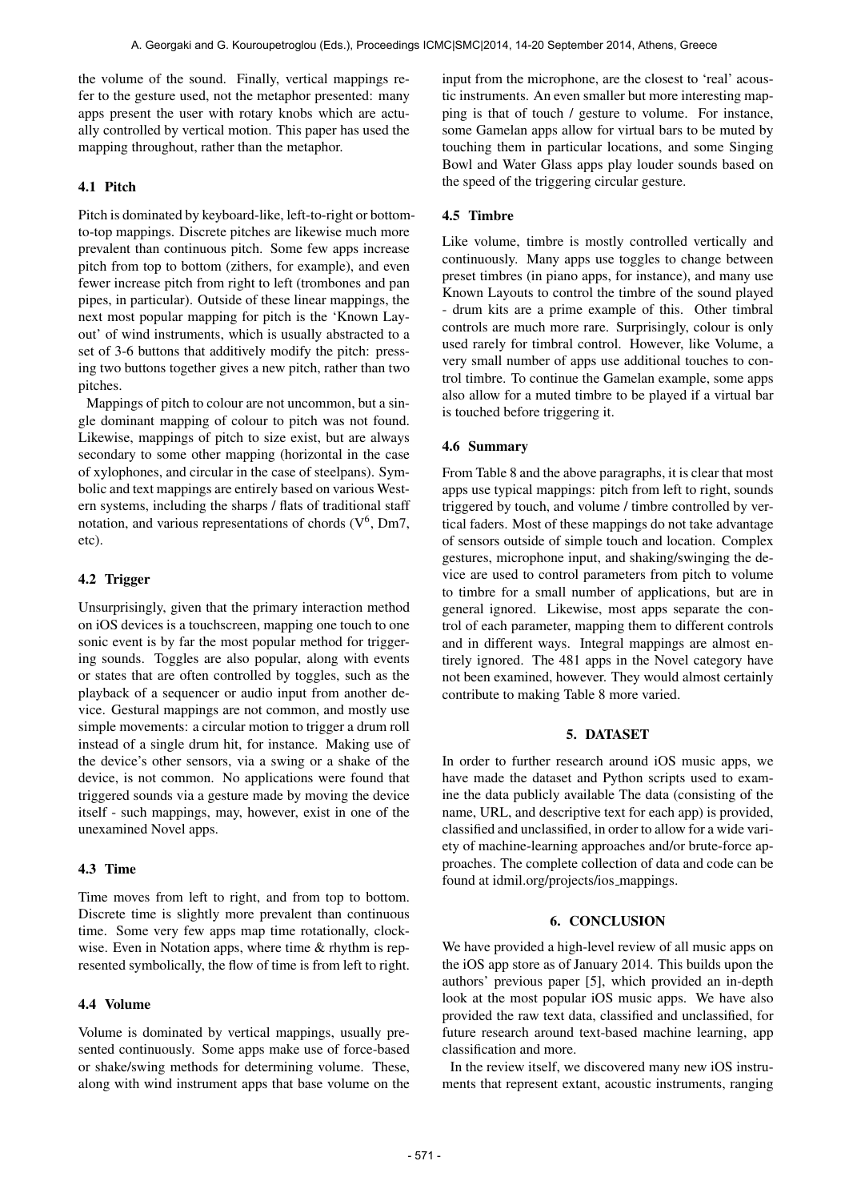the volume of the sound. Finally, vertical mappings refer to the gesture used, not the metaphor presented: many apps present the user with rotary knobs which are actually controlled by vertical motion. This paper has used the mapping throughout, rather than the metaphor.

### 4.1 Pitch

Pitch is dominated by keyboard-like, left-to-right or bottom-to-top mappings. Discrete pitches are likewise much more prevalent than continuous pitch. Some few apps increase pitch from top to bottom (zithers, for example), and even fewer increase pitch from right to left (trombones and pan pipes, in particular). Outside of these linear mappings, the next most popular mapping for pitch is the 'Known Layout' of wind instruments, which is usually abstracted to a set of 3-6 buttons that additively modify the pitch: pressing two buttons together gives a new pitch, rather than two pitches.

Mappings of pitch to colour are not uncommon, but a single dominant mapping of colour to pitch was not found. Likewise, mappings of pitch to size exist, but are always secondary to some other mapping (horizontal in the case of xylophones, and circular in the case of steelpans). Symbolic and text mappings are entirely based on various Western systems, including the sharps / flats of traditional staff notation, and various representations of chords ($V^6$, Dm7, etc).

### 4.2 Trigger

Unsurprisingly, given that the primary interaction method on iOS devices is a touchscreen, mapping one touch to one sonic event is by far the most popular method for triggering sounds. Toggles are also popular, along with events or states that are often controlled by toggles, such as the playback of a sequencer or audio input from another device. Gestural mappings are not common, and mostly use simple movements: a circular motion to trigger a drum roll instead of a single drum hit, for instance. Making use of the device's other sensors, via a swing or a shake of the device, is not common. No applications were found that triggered sounds via a gesture made by moving the device itself - such mappings, may, however, exist in one of the unexamined Novel apps.

### 4.3 Time

Time moves from left to right, and from top to bottom. Discrete time is slightly more prevalent than continuous time. Some very few apps map time rotationally, clockwise. Even in Notation apps, where time & rhythm is represented symbolically, the flow of time is from left to right.

### 4.4 Volume

Volume is dominated by vertical mappings, usually presented continuously. Some apps make use of force-based or shake/swing methods for determining volume. These, along with wind instrument apps that base volume on the input from the microphone, are the closest to 'real' acoustic instruments. An even smaller but more interesting mapping is that of touch / gesture to volume. For instance, some Gamelan apps allow for virtual bars to be muted by touching them in particular locations, and some Singing Bowl and Water Glass apps play louder sounds based on the speed of the triggering circular gesture.

### 4.5 Timbre

Like volume, timbre is mostly controlled vertically and continuously. Many apps use toggles to change between preset timbres (in piano apps, for instance), and many use Known Layouts to control the timbre of the sound played - drum kits are a prime example of this. Other timbral controls are much more rare. Surprisingly, colour is only used rarely for timbral control. However, like Volume, a very small number of apps use additional touches to control timbre. To continue the Gamelan example, some apps also allow for a muted timbre to be played if a virtual bar is touched before triggering it.

### 4.6 Summary

From Table 8 and the above paragraphs, it is clear that most apps use typical mappings: pitch from left to right, sounds triggered by touch, and volume / timbre controlled by vertical faders. Most of these mappings do not take advantage of sensors outside of simple touch and location. Complex gestures, microphone input, and shaking/swinging the device are used to control parameters from pitch to volume to timbre for a small number of applications, but are in general ignored. Likewise, most apps separate the control of each parameter, mapping them to different controls and in different ways. Integral mappings are almost entirely ignored. The 481 apps in the Novel category have not been examined, however. They would almost certainly contribute to making Table 8 more varied.

## 5. DATASET

In order to further research around iOS music apps, we have made the dataset and Python scripts used to examine the data publicly available The data (consisting of the name, URL, and descriptive text for each app) is provided, classified and unclassified, in order to allow for a wide variety of machine-learning approaches and/or brute-force approaches. The complete collection of data and code can be found at idmil.org/projects/ios_mappings.

## 6. CONCLUSION

We have provided a high-level review of all music apps on the iOS app store as of January 2014. This builds upon the authors' previous paper [5], which provided an in-depth look at the most popular iOS music apps. We have also provided the raw text data, classified and unclassified, for future research around text-based machine learning, app classification and more.

In the review itself, we discovered many new iOS instruments that represent extant, acoustic instruments, ranging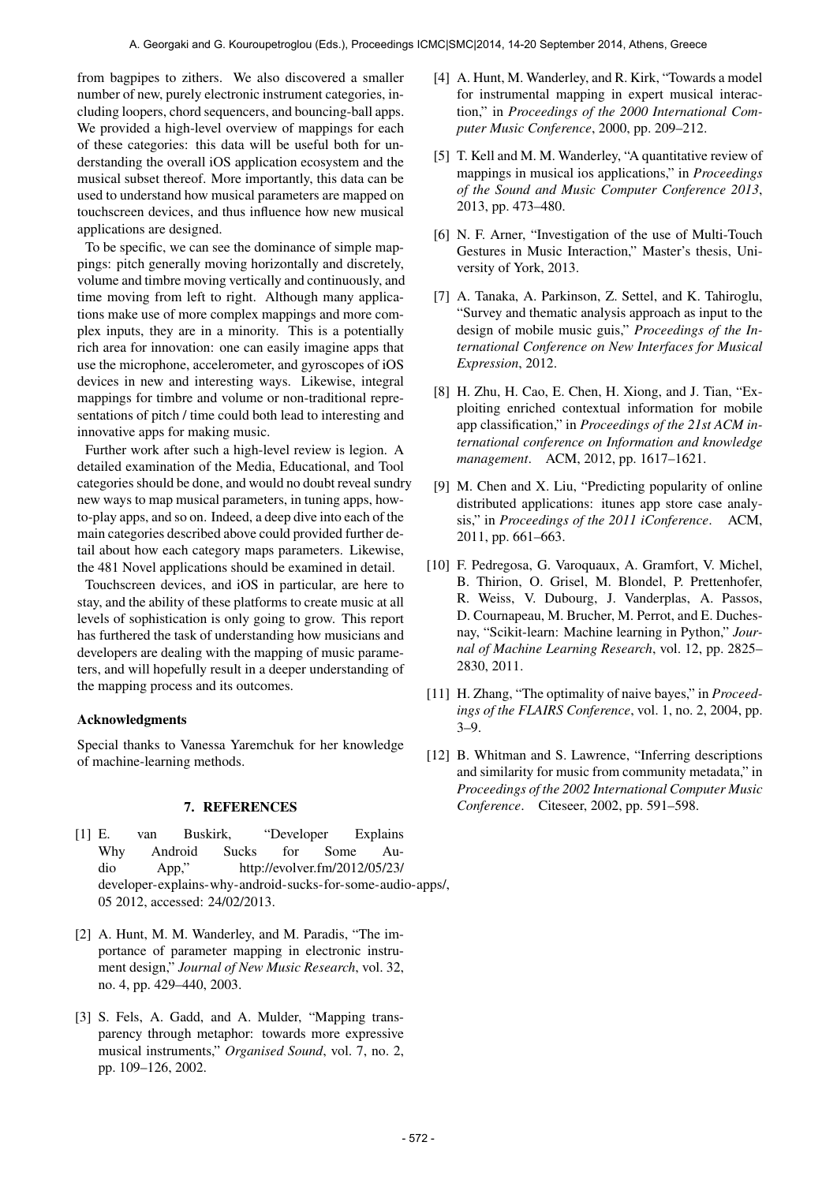from bagpipes to zithers. We also discovered a smaller number of new, purely electronic instrument categories, including loopers, chord sequencers, and bouncing-ball apps. We provided a high-level overview of mappings for each of these categories: this data will be useful both for understanding the overall iOS application ecosystem and the musical subset thereof. More importantly, this data can be used to understand how musical parameters are mapped on touchscreen devices, and thus influence how new musical applications are designed.

To be specific, we can see the dominance of simple mappings: pitch generally moving horizontally and discretely, volume and timbre moving vertically and continuously, and time moving from left to right. Although many applications make use of more complex mappings and more complex inputs, they are in a minority. This is a potentially rich area for innovation: one can easily imagine apps that use the microphone, accelerometer, and gyroscopes of iOS devices in new and interesting ways. Likewise, integral mappings for timbre and volume or non-traditional representations of pitch / time could both lead to interesting and innovative apps for making music.

Further work after such a high-level review is legion. A detailed examination of the Media, Educational, and Tool categories should be done, and would no doubt reveal sundry new ways to map musical parameters, in tuning apps, how-to-play apps, and so on. Indeed, a deep dive into each of the main categories described above could provided further detail about how each category maps parameters. Likewise, the 481 Novel applications should be examined in detail.

Touchscreen devices, and iOS in particular, are here to stay, and the ability of these platforms to create music at all levels of sophistication is only going to grow. This report has furthered the task of understanding how musicians and developers are dealing with the mapping of music parameters, and will hopefully result in a deeper understanding of the mapping process and its outcomes.

### Acknowledgments

Special thanks to Vanessa Yaremchuk for her knowledge of machine-learning methods.

## 7. REFERENCES

[1] E. van Buskirk, "Developer Explains Why Android Sucks for Some Audio App," http://evolver.fm/2012/05/23/developer-explains-why-android-sucks-for-some-audio-apps/, 05 2012, accessed: 24/02/2013.

[2] A. Hunt, M. M. Wanderley, and M. Paradis, "The importance of parameter mapping in electronic instrument design," *Journal of New Music Research*, vol. 32, no. 4, pp. 429–440, 2003.

[3] S. Fels, A. Gadd, and A. Mulder, "Mapping transparency through metaphor: towards more expressive musical instruments," *Organised Sound*, vol. 7, no. 2, pp. 109–126, 2002.

[4] A. Hunt, M. Wanderley, and R. Kirk, "Towards a model for instrumental mapping in expert musical interaction," in *Proceedings of the 2000 International Computer Music Conference*, 2000, pp. 209–212.

[5] T. Kell and M. M. Wanderley, "A quantitative review of mappings in musical ios applications," in *Proceedings of the Sound and Music Computer Conference 2013*, 2013, pp. 473–480.

[6] N. F. Arner, "Investigation of the use of Multi-Touch Gestures in Music Interaction," Master's thesis, University of York, 2013.

[7] A. Tanaka, A. Parkinson, Z. Settel, and K. Tahiroglu, "Survey and thematic analysis approach as input to the design of mobile music guis," *Proceedings of the International Conference on New Interfaces for Musical Expression*, 2012.

[8] H. Zhu, H. Cao, E. Chen, H. Xiong, and J. Tian, "Exploiting enriched contextual information for mobile app classification," in *Proceedings of the 21st ACM international conference on Information and knowledge management*. ACM, 2012, pp. 1617–1621.

[9] M. Chen and X. Liu, "Predicting popularity of online distributed applications: itunes app store case analysis," in *Proceedings of the 2011 iConference*. ACM, 2011, pp. 661–663.

[10] F. Pedregosa, G. Varoquaux, A. Gramfort, V. Michel, B. Thirion, O. Grisel, M. Blondel, P. Prettenhofer, R. Weiss, V. Dubourg, J. Vanderplas, A. Passos, D. Cournapeau, M. Brucher, M. Perrot, and E. Duchesnay, "Scikit-learn: Machine learning in Python," *Journal of Machine Learning Research*, vol. 12, pp. 2825–2830, 2011.

[11] H. Zhang, "The optimality of naive bayes," in *Proceedings of the FLAIRS Conference*, vol. 1, no. 2, 2004, pp. 3–9.

[12] B. Whitman and S. Lawrence, "Inferring descriptions and similarity for music from community metadata," in *Proceedings of the 2002 International Computer Music Conference*. Citeseer, 2002, pp. 591–598.